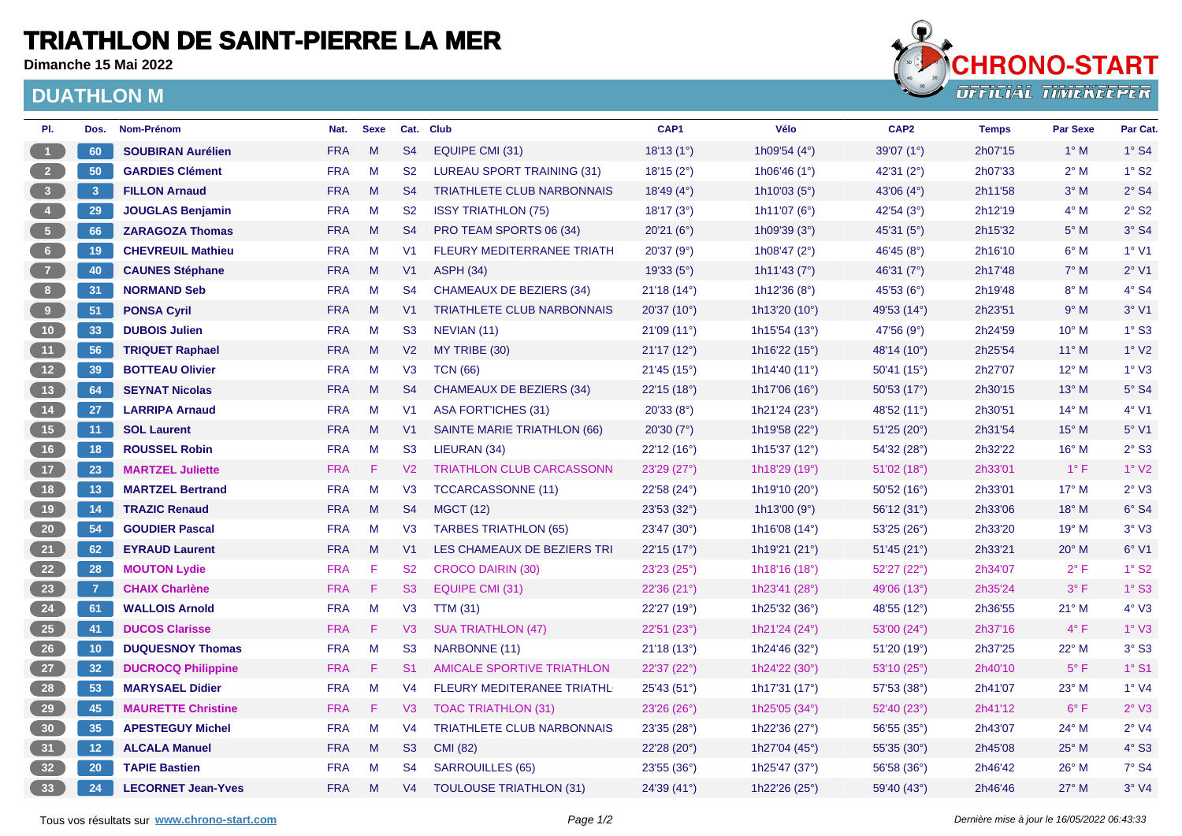# TRIATHLON DE SAINT-PIERRE LA MER

**Dimanche 15 Mai 2022**

## DUATHLON M

| Pl. | Dos. | Nom-Prénom | Nat. | Sexe | Cat. | Club | CAP1 | Vélo | CAP2 | Temps | Par Sexe | Par Cat. |
|---|---|---|---|---|---|---|---|---|---|---|---|---|
| 1 | 60 | **SOUBIRAN Aurélien** | FRA | M | S4 | EQUIPE CMI (31) | 18'13 (1°) | 1h09'54 (4°) | 39'07 (1°) | 2h07'15 | 1° M | 1° S4 |
| 2 | 50 | **GARDIES Clément** | FRA | M | S2 | LUREAU SPORT TRAINING (31) | 18'15 (2°) | 1h06'46 (1°) | 42'31 (2°) | 2h07'33 | 2° M | 1° S2 |
| 3 | 3 | **FILLON Arnaud** | FRA | M | S4 | TRIATHLETE CLUB NARBONNAIS | 18'49 (4°) | 1h10'03 (5°) | 43'06 (4°) | 2h11'58 | 3° M | 2° S4 |
| 4 | 29 | **JOUGLAS Benjamin** | FRA | M | S2 | ISSY TRIATHLON (75) | 18'17 (3°) | 1h11'07 (6°) | 42'54 (3°) | 2h12'19 | 4° M | 2° S2 |
| 5 | 66 | **ZARAGOZA Thomas** | FRA | M | S4 | PRO TEAM SPORTS 06 (34) | 20'21 (6°) | 1h09'39 (3°) | 45'31 (5°) | 2h15'32 | 5° M | 3° S4 |
| 6 | 19 | **CHEVREUIL Mathieu** | FRA | M | V1 | FLEURY MEDITERRANEE TRIATH | 20'37 (9°) | 1h08'47 (2°) | 46'45 (8°) | 2h16'10 | 6° M | 1° V1 |
| 7 | 40 | **CAUNES Stéphane** | FRA | M | V1 | ASPH (34) | 19'33 (5°) | 1h11'43 (7°) | 46'31 (7°) | 2h17'48 | 7° M | 2° V1 |
| 8 | 31 | **NORMAND Seb** | FRA | M | S4 | CHAMEAUX DE BEZIERS (34) | 21'18 (14°) | 1h12'36 (8°) | 45'53 (6°) | 2h19'48 | 8° M | 4° S4 |
| 9 | 51 | **PONSA Cyril** | FRA | M | V1 | TRIATHLETE CLUB NARBONNAIS | 20'37 (10°) | 1h13'20 (10°) | 49'53 (14°) | 2h23'51 | 9° M | 3° V1 |
| 10 | 33 | **DUBOIS Julien** | FRA | M | S3 | NEVIAN (11) | 21'09 (11°) | 1h15'54 (13°) | 47'56 (9°) | 2h24'59 | 10° M | 1° S3 |
| 11 | 56 | **TRIQUET Raphael** | FRA | M | V2 | MY TRIBE (30) | 21'17 (12°) | 1h16'22 (15°) | 48'14 (10°) | 2h25'54 | 11° M | 1° V2 |
| 12 | 39 | **BOTTEAU Olivier** | FRA | M | V3 | TCN (66) | 21'45 (15°) | 1h14'40 (11°) | 50'41 (15°) | 2h27'07 | 12° M | 1° V3 |
| 13 | 64 | **SEYNAT Nicolas** | FRA | M | S4 | CHAMEAUX DE BEZIERS (34) | 22'15 (18°) | 1h17'06 (16°) | 50'53 (17°) | 2h30'15 | 13° M | 5° S4 |
| 14 | 27 | **LARRIPA Arnaud** | FRA | M | V1 | ASA FORT'ICHES (31) | 20'33 (8°) | 1h21'24 (23°) | 48'52 (11°) | 2h30'51 | 14° M | 4° V1 |
| 15 | 11 | **SOL Laurent** | FRA | M | V1 | SAINTE MARIE TRIATHLON (66) | 20'30 (7°) | 1h19'58 (22°) | 51'25 (20°) | 2h31'54 | 15° M | 5° V1 |
| 16 | 18 | **ROUSSEL Robin** | FRA | M | S3 | LIEURAN (34) | 22'12 (16°) | 1h15'37 (12°) | 54'32 (28°) | 2h32'22 | 16° M | 2° S3 |
| 17 | 23 | **MARTZEL Juliette** | FRA | F | V2 | TRIATHLON CLUB CARCASSONN | 23'29 (27°) | 1h18'29 (19°) | 51'02 (18°) | 2h33'01 | 1° F | 1° V2 |
| 18 | 13 | **MARTZEL Bertrand** | FRA | M | V3 | TCCARCASSONNE (11) | 22'58 (24°) | 1h19'10 (20°) | 50'52 (16°) | 2h33'01 | 17° M | 2° V3 |
| 19 | 14 | **TRAZIC Renaud** | FRA | M | S4 | MGCT (12) | 23'53 (32°) | 1h13'00 (9°) | 56'12 (31°) | 2h33'06 | 18° M | 6° S4 |
| 20 | 54 | **GOUDIER Pascal** | FRA | M | V3 | TARBES TRIATHLON (65) | 23'47 (30°) | 1h16'08 (14°) | 53'25 (26°) | 2h33'20 | 19° M | 3° V3 |
| 21 | 62 | **EYRAUD Laurent** | FRA | M | V1 | LES CHAMEAUX DE BEZIERS TRI | 22'15 (17°) | 1h19'21 (21°) | 51'45 (21°) | 2h33'21 | 20° M | 6° V1 |
| 22 | 28 | **MOUTON Lydie** | FRA | F | S2 | CROCO DAIRIN (30) | 23'23 (25°) | 1h18'16 (18°) | 52'27 (22°) | 2h34'07 | 2° F | 1° S2 |
| 23 | 7 | **CHAIX Charlène** | FRA | F | S3 | EQUIPE CMI (31) | 22'36 (21°) | 1h23'41 (28°) | 49'06 (13°) | 2h35'24 | 3° F | 1° S3 |
| 24 | 61 | **WALLOIS Arnold** | FRA | M | V3 | TTM (31) | 22'27 (19°) | 1h25'32 (36°) | 48'55 (12°) | 2h36'55 | 21° M | 4° V3 |
| 25 | 41 | **DUCOS Clarisse** | FRA | F | V3 | SUA TRIATHLON (47) | 22'51 (23°) | 1h21'24 (24°) | 53'00 (24°) | 2h37'16 | 4° F | 1° V3 |
| 26 | 10 | **DUQUESNOY Thomas** | FRA | M | S3 | NARBONNE (11) | 21'18 (13°) | 1h24'46 (32°) | 51'20 (19°) | 2h37'25 | 22° M | 3° S3 |
| 27 | 32 | **DUCROCQ Philippine** | FRA | F | S1 | AMICALE SPORTIVE TRIATHLON | 22'37 (22°) | 1h24'22 (30°) | 53'10 (25°) | 2h40'10 | 5° F | 1° S1 |
| 28 | 53 | **MARYSAEL Didier** | FRA | M | V4 | FLEURY MEDITERANEE TRIATHL | 25'43 (51°) | 1h17'31 (17°) | 57'53 (38°) | 2h41'07 | 23° M | 1° V4 |
| 29 | 45 | **MAURETTE Christine** | FRA | F | V3 | TOAC TRIATHLON (31) | 23'26 (26°) | 1h25'05 (34°) | 52'40 (23°) | 2h41'12 | 6° F | 2° V3 |
| 30 | 35 | **APESTEGUY Michel** | FRA | M | V4 | TRIATHLETE CLUB NARBONNAIS | 23'35 (28°) | 1h22'36 (27°) | 56'55 (35°) | 2h43'07 | 24° M | 2° V4 |
| 31 | 12 | **ALCALA Manuel** | FRA | M | S3 | CMI (82) | 22'28 (20°) | 1h27'04 (45°) | 55'35 (30°) | 2h45'08 | 25° M | 4° S3 |
| 32 | 20 | **TAPIE Bastien** | FRA | M | S4 | SARROUILLES (65) | 23'55 (36°) | 1h25'47 (37°) | 56'58 (36°) | 2h46'42 | 26° M | 7° S4 |
| 33 | 24 | **LECORNET Jean-Yves** | FRA | M | V4 | TOULOUSE TRIATHLON (31) | 24'39 (41°) | 1h22'26 (25°) | 59'40 (43°) | 2h46'46 | 27° M | 3° V4 |

Tous vos résultats sur **www.chrono-start.com**

*Dernière mise à jour le 16/05/2022 06:43:33*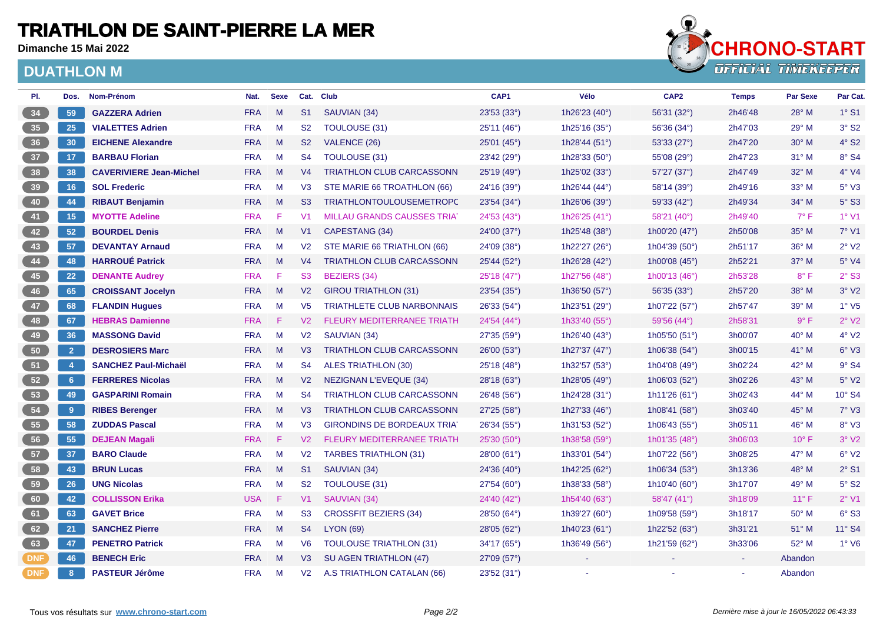# TRIATHLON DE SAINT-PIERRE LA MER

**Dimanche 15 Mai 2022**

## DUATHLON M

| Pl. | Dos. | Nom-Prénom | Nat. | Sexe | Cat. | Club | CAP1 | Vélo | CAP2 | Temps | Par Sexe | Par Cat. |
|---|---|---|---|---|---|---|---|---|---|---|---|---|
| 34 | 59 | **GAZZERA Adrien** | FRA | M | S1 | SAUVIAN (34) | 23'53 (33°) | 1h26'23 (40°) | 56'31 (32°) | 2h46'48 | 28° M | 1° S1 |
| 35 | 25 | **VIALETTES Adrien** | FRA | M | S2 | TOULOUSE (31) | 25'11 (46°) | 1h25'16 (35°) | 56'36 (34°) | 2h47'03 | 29° M | 3° S2 |
| 36 | 30 | **EICHENE Alexandre** | FRA | M | S2 | VALENCE (26) | 25'01 (45°) | 1h28'44 (51°) | 53'33 (27°) | 2h47'20 | 30° M | 4° S2 |
| 37 | 17 | **BARBAU Florian** | FRA | M | S4 | TOULOUSE (31) | 23'42 (29°) | 1h28'33 (50°) | 55'08 (29°) | 2h47'23 | 31° M | 8° S4 |
| 38 | 38 | **CAVERIVIERE Jean-Michel** | FRA | M | V4 | TRIATHLON CLUB CARCASSONN | 25'19 (49°) | 1h25'02 (33°) | 57'27 (37°) | 2h47'49 | 32° M | 4° V4 |
| 39 | 16 | **SOL Frederic** | FRA | M | V3 | STE MARIE 66 TROATHLON (66) | 24'16 (39°) | 1h26'44 (44°) | 58'14 (39°) | 2h49'16 | 33° M | 5° V3 |
| 40 | 44 | **RIBAUT Benjamin** | FRA | M | S3 | TRIATHLONTOULOUSEMETROPC | 23'54 (34°) | 1h26'06 (39°) | 59'33 (42°) | 2h49'34 | 34° M | 5° S3 |
| 41 | 15 | **MYOTTE Adeline** | FRA | F | V1 | MILLAU GRANDS CAUSSES TRIA | 24'53 (43°) | 1h26'25 (41°) | 58'21 (40°) | 2h49'40 | 7° F | 1° V1 |
| 42 | 52 | **BOURDEL Denis** | FRA | M | V1 | CAPESTANG (34) | 24'00 (37°) | 1h25'48 (38°) | 1h00'20 (47°) | 2h50'08 | 35° M | 7° V1 |
| 43 | 57 | **DEVANTAY Arnaud** | FRA | M | V2 | STE MARIE 66 TRIATHLON (66) | 24'09 (38°) | 1h22'27 (26°) | 1h04'39 (50°) | 2h51'17 | 36° M | 2° V2 |
| 44 | 48 | **HARROUÉ Patrick** | FRA | M | V4 | TRIATHLON CLUB CARCASSONN | 25'44 (52°) | 1h26'28 (42°) | 1h00'08 (45°) | 2h52'21 | 37° M | 5° V4 |
| 45 | 22 | **DENANTE Audrey** | FRA | F | S3 | BEZIERS (34) | 25'18 (47°) | 1h27'56 (48°) | 1h00'13 (46°) | 2h53'28 | 8° F | 2° S3 |
| 46 | 65 | **CROISSANT Jocelyn** | FRA | M | V2 | GIROU TRIATHLON (31) | 23'54 (35°) | 1h36'50 (57°) | 56'35 (33°) | 2h57'20 | 38° M | 3° V2 |
| 47 | 68 | **FLANDIN Hugues** | FRA | M | V5 | TRIATHLETE CLUB NARBONNAIS | 26'33 (54°) | 1h23'51 (29°) | 1h07'22 (57°) | 2h57'47 | 39° M | 1° V5 |
| 48 | 67 | **HEBRAS Damienne** | FRA | F | V2 | FLEURY MEDITERRANEE TRIATH | 24'54 (44°) | 1h33'40 (55°) | 59'56 (44°) | 2h58'31 | 9° F | 2° V2 |
| 49 | 36 | **MASSONG David** | FRA | M | V2 | SAUVIAN (34) | 27'35 (59°) | 1h26'40 (43°) | 1h05'50 (51°) | 3h00'07 | 40° M | 4° V2 |
| 50 | 2 | **DESROSIERS Marc** | FRA | M | V3 | TRIATHLON CLUB CARCASSONN | 26'00 (53°) | 1h27'37 (47°) | 1h06'38 (54°) | 3h00'15 | 41° M | 6° V3 |
| 51 | 4 | **SANCHEZ Paul-Michaël** | FRA | M | S4 | ALES TRIATHLON (30) | 25'18 (48°) | 1h32'57 (53°) | 1h04'08 (49°) | 3h02'24 | 42° M | 9° S4 |
| 52 | 6 | **FERRERES Nicolas** | FRA | M | V2 | NEZIGNAN L'EVEQUE (34) | 28'18 (63°) | 1h28'05 (49°) | 1h06'03 (52°) | 3h02'26 | 43° M | 5° V2 |
| 53 | 49 | **GASPARINI Romain** | FRA | M | S4 | TRIATHLON CLUB CARCASSONN | 26'48 (56°) | 1h24'28 (31°) | 1h11'26 (61°) | 3h02'43 | 44° M | 10° S4 |
| 54 | 9 | **RIBES Berenger** | FRA | M | V3 | TRIATHLON CLUB CARCASSONN | 27'25 (58°) | 1h27'33 (46°) | 1h08'41 (58°) | 3h03'40 | 45° M | 7° V3 |
| 55 | 58 | **ZUDDAS Pascal** | FRA | M | V3 | GIRONDINS DE BORDEAUX TRIA | 26'34 (55°) | 1h31'53 (52°) | 1h06'43 (55°) | 3h05'11 | 46° M | 8° V3 |
| 56 | 55 | **DEJEAN Magali** | FRA | F | V2 | FLEURY MEDITERRANEE TRIATH | 25'30 (50°) | 1h38'58 (59°) | 1h01'35 (48°) | 3h06'03 | 10° F | 3° V2 |
| 57 | 37 | **BARO Claude** | FRA | M | V2 | TARBES TRIATHLON (31) | 28'00 (61°) | 1h33'01 (54°) | 1h07'22 (56°) | 3h08'25 | 47° M | 6° V2 |
| 58 | 43 | **BRUN Lucas** | FRA | M | S1 | SAUVIAN (34) | 24'36 (40°) | 1h42'25 (62°) | 1h06'34 (53°) | 3h13'36 | 48° M | 2° S1 |
| 59 | 26 | **UNG Nicolas** | FRA | M | S2 | TOULOUSE (31) | 27'54 (60°) | 1h38'33 (58°) | 1h10'40 (60°) | 3h17'07 | 49° M | 5° S2 |
| 60 | 42 | **COLLISSON Erika** | USA | F | V1 | SAUVIAN (34) | 24'40 (42°) | 1h54'40 (63°) | 58'47 (41°) | 3h18'09 | 11° F | 2° V1 |
| 61 | 63 | **GAVET Brice** | FRA | M | S3 | CROSSFIT BEZIERS (34) | 28'50 (64°) | 1h39'27 (60°) | 1h09'58 (59°) | 3h18'17 | 50° M | 6° S3 |
| 62 | 21 | **SANCHEZ Pierre** | FRA | M | S4 | LYON (69) | 28'05 (62°) | 1h40'23 (61°) | 1h22'52 (63°) | 3h31'21 | 51° M | 11° S4 |
| 63 | 47 | **PENETRO Patrick** | FRA | M | V6 | TOULOUSE TRIATHLON (31) | 34'17 (65°) | 1h36'49 (56°) | 1h21'59 (62°) | 3h33'06 | 52° M | 1° V6 |
| DNF | 46 | **BENECH Eric** | FRA | M | V3 | SU AGEN TRIATHLON (47) | 27'09 (57°) | - | - | - | Abandon | |
| DNF | 8 | **PASTEUR Jérôme** | FRA | M | V2 | A.S TRIATHLON CATALAN (66) | 23'52 (31°) | - | - | - | Abandon | |

Tous vos résultats sur **www.chrono-start.com**

*Dernière mise à jour le 16/05/2022 06:43:33*